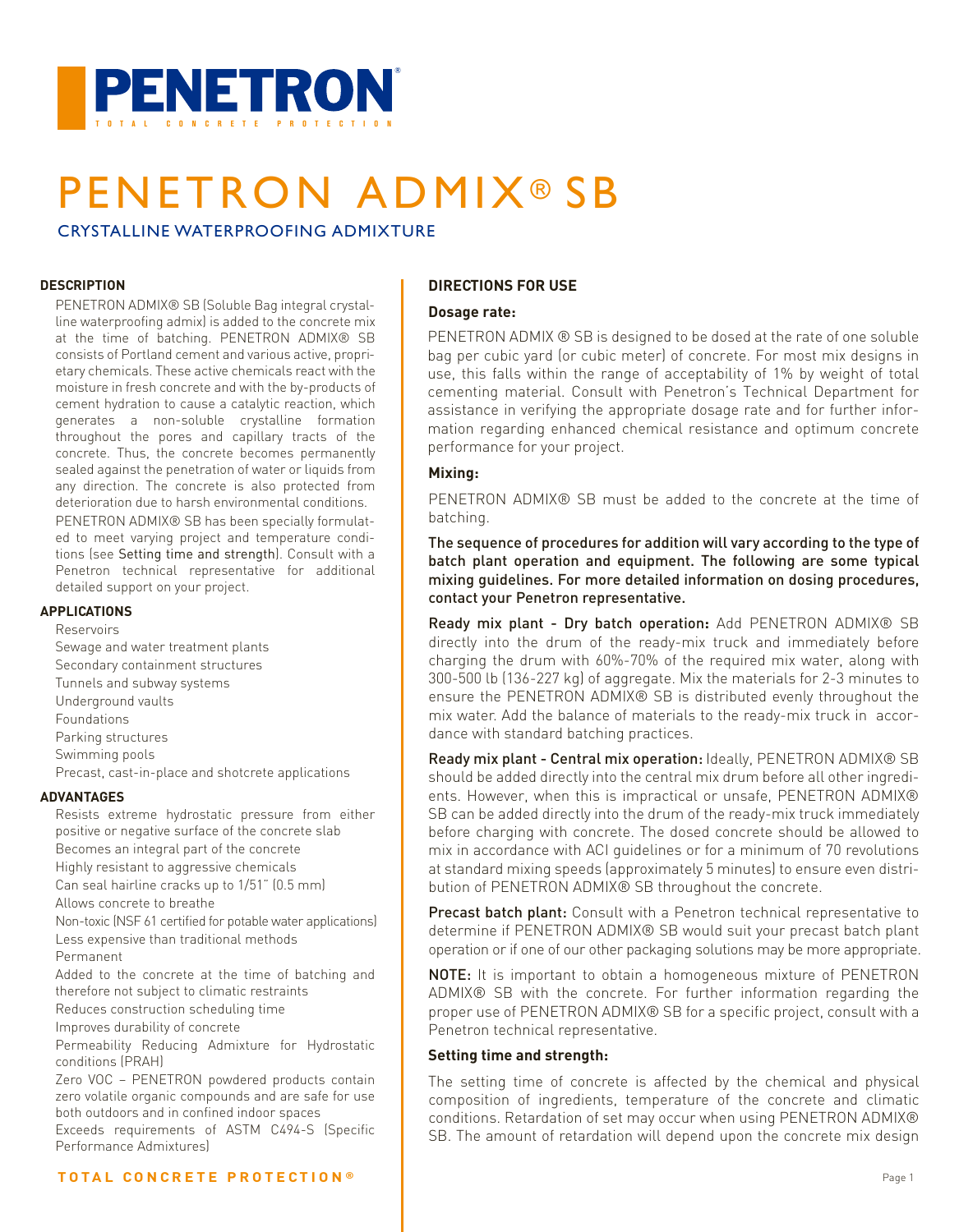# PENETRON

TOTAL CONCRETE PROTECTION

# PENETRON ADMIX® SB

## CRYSTALLINE WATERPROOFING ADMIXTURE

### DESCRIPTION

PENETRON ADMIX® SB (Soluble Bag integral crystalline waterproofing admix) is added to the concrete mix at the time of batching. PENETRON ADMIX® SB consists of Portland cement and various active, proprietary chemicals. These active chemicals react with the moisture in fresh concrete and with the by-products of cement hydration to cause a catalytic reaction, which generates a non-soluble crystalline formation throughout the pores and capillary tracts of the concrete. Thus, the concrete becomes permanently sealed against the penetration of water or liquids from any direction. The concrete is also protected from deterioration due to harsh environmental conditions.

PENETRON ADMIX® SB has been specially formulated to meet varying project and temperature conditions (see Setting time and strength). Consult with a Penetron technical representative for additional detailed support on your project.

### APPLICATIONS

- Reservoirs
- Sewage and water treatment plants
- Secondary containment structures
- Tunnels and subway systems
- Underground vaults
- Foundations
- Parking structures
- Swimming pools
- Precast, cast-in-place and shotcrete applications

### ADVANTAGES

- Resists extreme hydrostatic pressure from either positive or negative surface of the concrete slab
- Becomes an integral part of the concrete
- Highly resistant to aggressive chemicals
- Can seal hairline cracks up to 1/51" (0.5 mm)
- Allows concrete to breathe
- Non-toxic (NSF 61 certified for potable water applications)
- Less expensive than traditional methods
- Permanent
- Added to the concrete at the time of batching and therefore not subject to climatic restraints
- Reduces construction scheduling time
- Improves durability of concrete
- Permeability Reducing Admixture for Hydrostatic conditions (PRAH)
- Zero VOC – PENETRON powdered products contain zero volatile organic compounds and are safe for use both outdoors and in confined indoor spaces
- Exceeds requirements of ASTM C494-S (Specific Performance Admixtures)

### DIRECTIONS FOR USE

#### Dosage rate:

PENETRON ADMIX ® SB is designed to be dosed at the rate of one soluble bag per cubic yard (or cubic meter) of concrete. For most mix designs in use, this falls within the range of acceptability of 1% by weight of total cementing material. Consult with Penetron's Technical Department for assistance in verifying the appropriate dosage rate and for further information regarding enhanced chemical resistance and optimum concrete performance for your project.

#### Mixing:

PENETRON ADMIX® SB must be added to the concrete at the time of batching.

**The sequence of procedures for addition will vary according to the type of batch plant operation and equipment. The following are some typical mixing guidelines. For more detailed information on dosing procedures, contact your Penetron representative.**

**Ready mix plant - Dry batch operation:** Add PENETRON ADMIX® SB directly into the drum of the ready-mix truck and immediately before charging the drum with 60%-70% of the required mix water, along with 300-500 lb (136-227 kg) of aggregate. Mix the materials for 2-3 minutes to ensure the PENETRON ADMIX® SB is distributed evenly throughout the mix water. Add the balance of materials to the ready-mix truck in accordance with standard batching practices.

**Ready mix plant - Central mix operation:** Ideally, PENETRON ADMIX® SB should be added directly into the central mix drum before all other ingredients. However, when this is impractical or unsafe, PENETRON ADMIX® SB can be added directly into the drum of the ready-mix truck immediately before charging with concrete. The dosed concrete should be allowed to mix in accordance with ACI guidelines or for a minimum of 70 revolutions at standard mixing speeds (approximately 5 minutes) to ensure even distribution of PENETRON ADMIX® SB throughout the concrete.

**Precast batch plant:** Consult with a Penetron technical representative to determine if PENETRON ADMIX® SB would suit your precast batch plant operation or if one of our other packaging solutions may be more appropriate.

**NOTE:** It is important to obtain a homogeneous mixture of PENETRON ADMIX® SB with the concrete. For further information regarding the proper use of PENETRON ADMIX® SB for a specific project, consult with a Penetron technical representative.

#### Setting time and strength:

The setting time of concrete is affected by the chemical and physical composition of ingredients, temperature of the concrete and climatic conditions. Retardation of set may occur when using PENETRON ADMIX® SB. The amount of retardation will depend upon the concrete mix design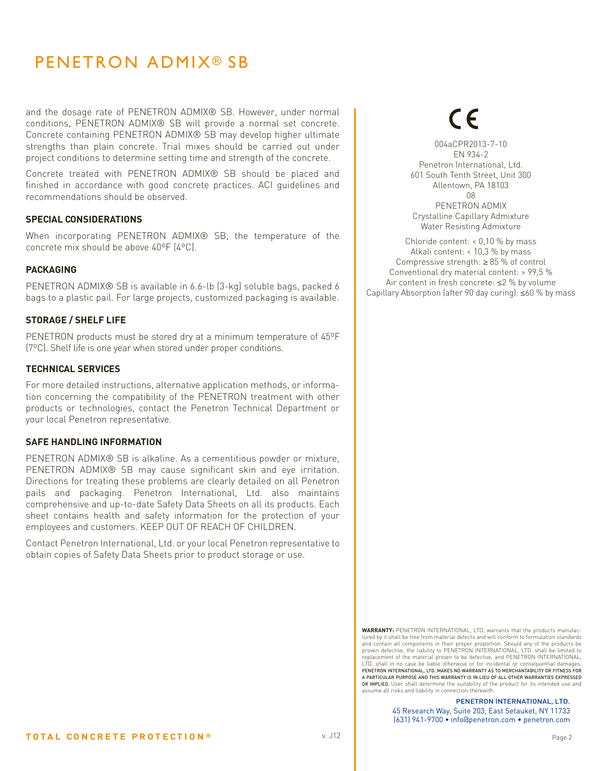# PENETRON ADMIX® SB

and the dosage rate of PENETRON ADMIX® SB. However, under normal conditions, PENETRON ADMIX® SB will provide a normal set concrete. Concrete containing PENETRON ADMIX® SB may develop higher ultimate strengths than plain concrete. Trial mixes should be carried out under project conditions to determine setting time and strength of the concrete.

Concrete treated with PENETRON ADMIX® SB should be placed and finished in accordance with good concrete practices. ACI guidelines and recommendations should be observed.

### SPECIAL CONSIDERATIONS

When incorporating PENETRON ADMIX® SB, the temperature of the concrete mix should be above 40ºF (4ºC).

### PACKAGING

PENETRON ADMIX® SB is available in 6.6-lb (3-kg) soluble bags, packed 6 bags to a plastic pail. For large projects, customized packaging is available.

### STORAGE / SHELF LIFE

PENETRON products must be stored dry at a minimum temperature of 45ºF (7ºC). Shelf life is one year when stored under proper conditions.

### TECHNICAL SERVICES

For more detailed instructions, alternative application methods, or information concerning the compatibility of the PENETRON treatment with other products or technologies, contact the Penetron Technical Department or your local Penetron representative.

### SAFE HANDLING INFORMATION

PENETRON ADMIX® SB is alkaline. As a cementitious powder or mixture, PENETRON ADMIX® SB may cause significant skin and eye irritation. Directions for treating these problems are clearly detailed on all Penetron pails and packaging. Penetron International, Ltd. also maintains comprehensive and up-to-date Safety Data Sheets on all its products. Each sheet contains health and safety information for the protection of your employees and customers. KEEP OUT OF REACH OF CHILDREN.

Contact Penetron International, Ltd. or your local Penetron representative to obtain copies of Safety Data Sheets prior to product storage or use.

CE

004aCPR2013-7-10
EN 934-2
Penetron International, Ltd.
601 South Tenth Street, Unit 300
Allentown, PA 18103
08
PENETRON ADMIX
Crystalline Capillary Admixture
Water Resisting Admixture

Chloride content: < 0,10 % by mass
Alkali content: < 10,3 % by mass
Compressive strength: ≥ 85 % of control
Conventional dry material content: > 99,5 %
Air content in fresh concrete: ≤2 % by volume
Capillary Absorption (after 90 day curing): ≤60 % by mass

**WARRANTY:** PENETRON INTERNATIONAL, LTD. warrants that the products manufactured by it shall be free from material defects and will conform to formulation standards and contain all components in their proper proportion. Should any of the products be proven defective, the liability to PENETRON INTERNATIONAL, LTD. shall be limited to replacement of the material proven to be defective, and PENETRON INTERNATIONAL, LTD. shall in no case be liable otherwise or for incidental or consequential damages. **PENETRON INTERNATIONAL, LTD. MAKES NO WARRANTY AS TO MERCHANTABILITY OR FITNESS FOR A PARTICULAR PURPOSE AND THIS WARRANTY IS IN LIEU OF ALL OTHER WARRANTIES EXPRESSED OR IMPLIED.** User shall determine the suitability of the product for its intended use and assume all risks and liability in connection therewith.

PENETRON INTERNATIONAL, LTD.
45 Research Way, Suite 203, East Setauket, NY 11733
(631) 941-9700 • info@penetron.com • penetron.com

**TOTAL CONCRETE PROTECTION®**

v. J12